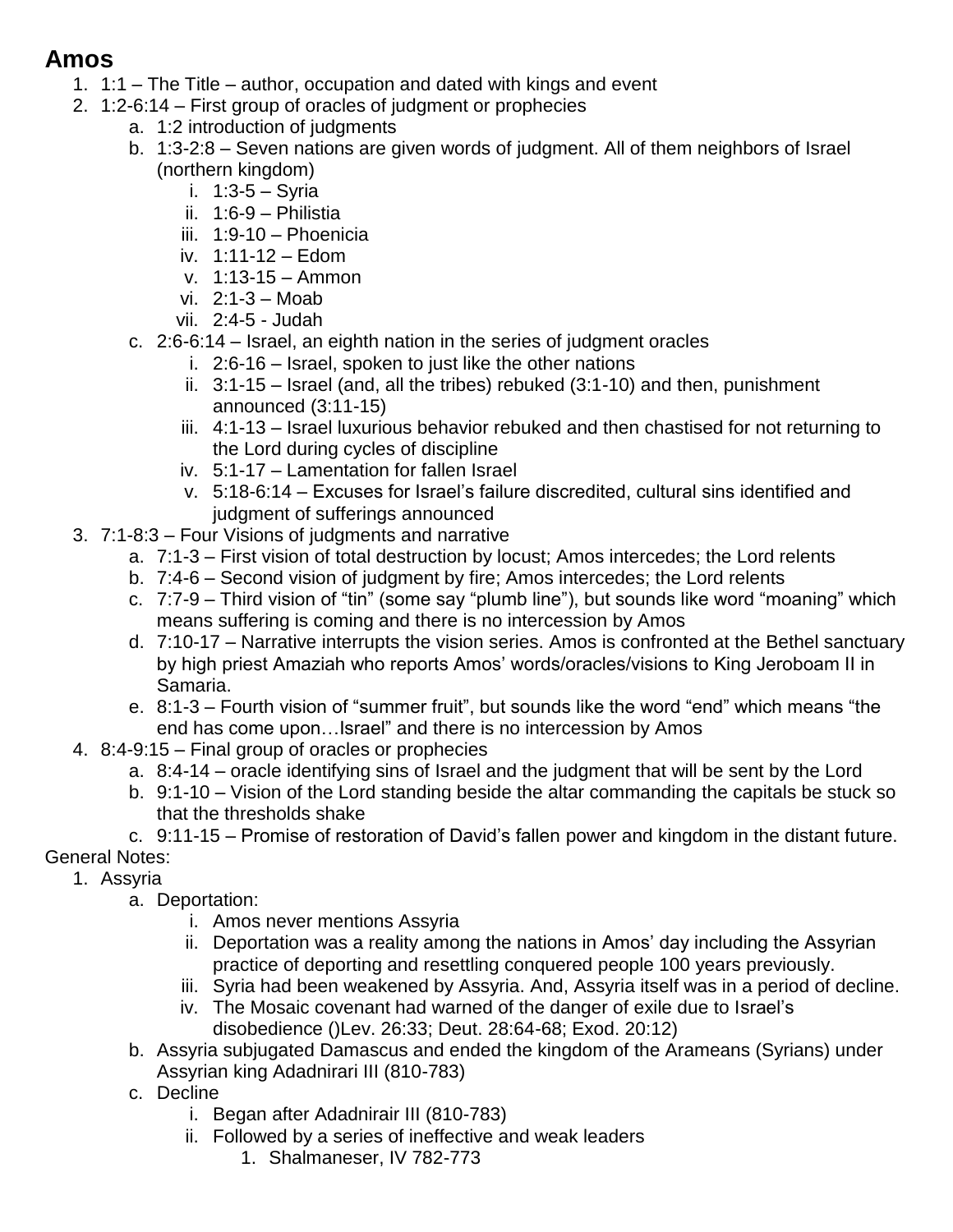# Amos

1. 1:1 – The Title – author, occupation and dated with kings and event
2. 1:2-6:14 – First group of oracles of judgment or prophecies
    a. 1:2 introduction of judgments
    b. 1:3-2:8 – Seven nations are given words of judgment. All of them neighbors of Israel (northern kingdom)
        i. 1:3-5 – Syria
        ii. 1:6-9 – Philistia
        iii. 1:9-10 – Phoenicia
        iv. 1:11-12 – Edom
        v. 1:13-15 – Ammon
        vi. 2:1-3 – Moab
        vii. 2:4-5 - Judah
    c. 2:6-6:14 – Israel, an eighth nation in the series of judgment oracles
        i. 2:6-16 – Israel, spoken to just like the other nations
        ii. 3:1-15 – Israel (and, all the tribes) rebuked (3:1-10) and then, punishment announced (3:11-15)
        iii. 4:1-13 – Israel luxurious behavior rebuked and then chastised for not returning to the Lord during cycles of discipline
        iv. 5:1-17 – Lamentation for fallen Israel
        v. 5:18-6:14 – Excuses for Israel's failure discredited, cultural sins identified and judgment of sufferings announced
3. 7:1-8:3 – Four Visions of judgments and narrative
    a. 7:1-3 – First vision of total destruction by locust; Amos intercedes; the Lord relents
    b. 7:4-6 – Second vision of judgment by fire; Amos intercedes; the Lord relents
    c. 7:7-9 – Third vision of "tin" (some say "plumb line"), but sounds like word "moaning" which means suffering is coming and there is no intercession by Amos
    d. 7:10-17 – Narrative interrupts the vision series. Amos is confronted at the Bethel sanctuary by high priest Amaziah who reports Amos' words/oracles/visions to King Jeroboam II in Samaria.
    e. 8:1-3 – Fourth vision of "summer fruit", but sounds like the word "end" which means "the end has come upon…Israel" and there is no intercession by Amos
4. 8:4-9:15 – Final group of oracles or prophecies
    a. 8:4-14 – oracle identifying sins of Israel and the judgment that will be sent by the Lord
    b. 9:1-10 – Vision of the Lord standing beside the altar commanding the capitals be stuck so that the thresholds shake
    c. 9:11-15 – Promise of restoration of David's fallen power and kingdom in the distant future.

General Notes:

1. Assyria
    a. Deportation:
        i. Amos never mentions Assyria
        ii. Deportation was a reality among the nations in Amos' day including the Assyrian practice of deporting and resettling conquered people 100 years previously.
        iii. Syria had been weakened by Assyria. And, Assyria itself was in a period of decline.
        iv. The Mosaic covenant had warned of the danger of exile due to Israel's disobedience ()Lev. 26:33; Deut. 28:64-68; Exod. 20:12)
    b. Assyria subjugated Damascus and ended the kingdom of the Arameans (Syrians) under Assyrian king Adadnirari III (810-783)
    c. Decline
        i. Began after Adadnirair III (810-783)
        ii. Followed by a series of ineffective and weak leaders
            1. Shalmaneser, IV 782-773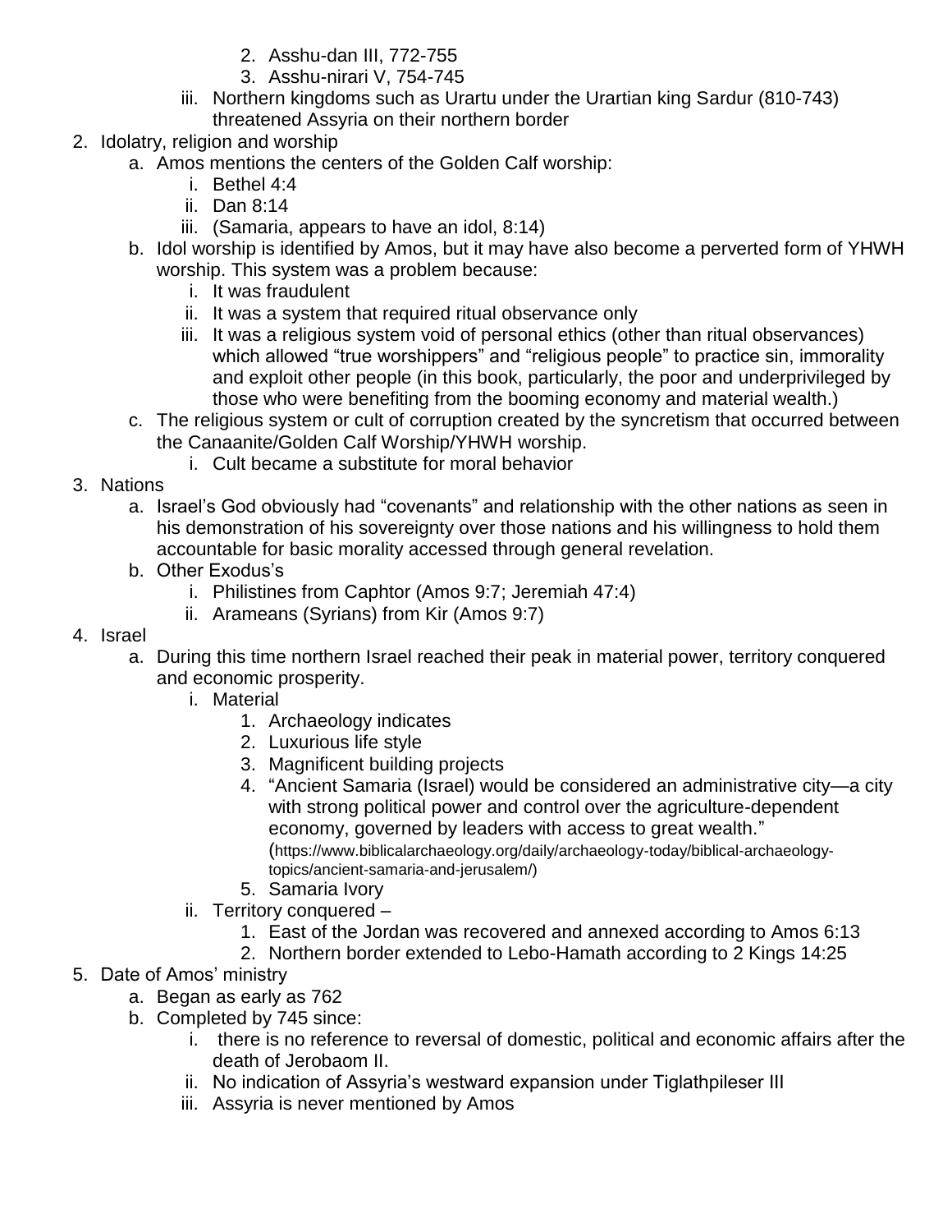2. Asshu-dan III, 772-755
        3. Asshu-nirari V, 754-745
    iii. Northern kingdoms such as Urartu under the Urartian king Sardur (810-743) threatened Assyria on their northern border

2. Idolatry, religion and worship
    a. Amos mentions the centers of the Golden Calf worship:
        i. Bethel 4:4
        ii. Dan 8:14
        iii. (Samaria, appears to have an idol, 8:14)
    b. Idol worship is identified by Amos, but it may have also become a perverted form of YHWH worship. This system was a problem because:
        i. It was fraudulent
        ii. It was a system that required ritual observance only
        iii. It was a religious system void of personal ethics (other than ritual observances) which allowed "true worshippers" and "religious people" to practice sin, immorality and exploit other people (in this book, particularly, the poor and underprivileged by those who were benefiting from the booming economy and material wealth.)
    c. The religious system or cult of corruption created by the syncretism that occurred between the Canaanite/Golden Calf Worship/YHWH worship.
        i. Cult became a substitute for moral behavior

3. Nations
    a. Israel's God obviously had "covenants" and relationship with the other nations as seen in his demonstration of his sovereignty over those nations and his willingness to hold them accountable for basic morality accessed through general revelation.
    b. Other Exodus's
        i. Philistines from Caphtor (Amos 9:7; Jeremiah 47:4)
        ii. Arameans (Syrians) from Kir (Amos 9:7)

4. Israel
    a. During this time northern Israel reached their peak in material power, territory conquered and economic prosperity.
        i. Material
            1. Archaeology indicates
            2. Luxurious life style
            3. Magnificent building projects
            4. "Ancient Samaria (Israel) would be considered an administrative city—a city with strong political power and control over the agriculture-dependent economy, governed by leaders with access to great wealth." (https://www.biblicalarchaeology.org/daily/archaeology-today/biblical-archaeology-topics/ancient-samaria-and-jerusalem/)
            5. Samaria Ivory
        ii. Territory conquered –
            1. East of the Jordan was recovered and annexed according to Amos 6:13
            2. Northern border extended to Lebo-Hamath according to 2 Kings 14:25

5. Date of Amos' ministry
    a. Began as early as 762
    b. Completed by 745 since:
        i. there is no reference to reversal of domestic, political and economic affairs after the death of Jerobaom II.
        ii. No indication of Assyria's westward expansion under Tiglathpileser III
        iii. Assyria is never mentioned by Amos